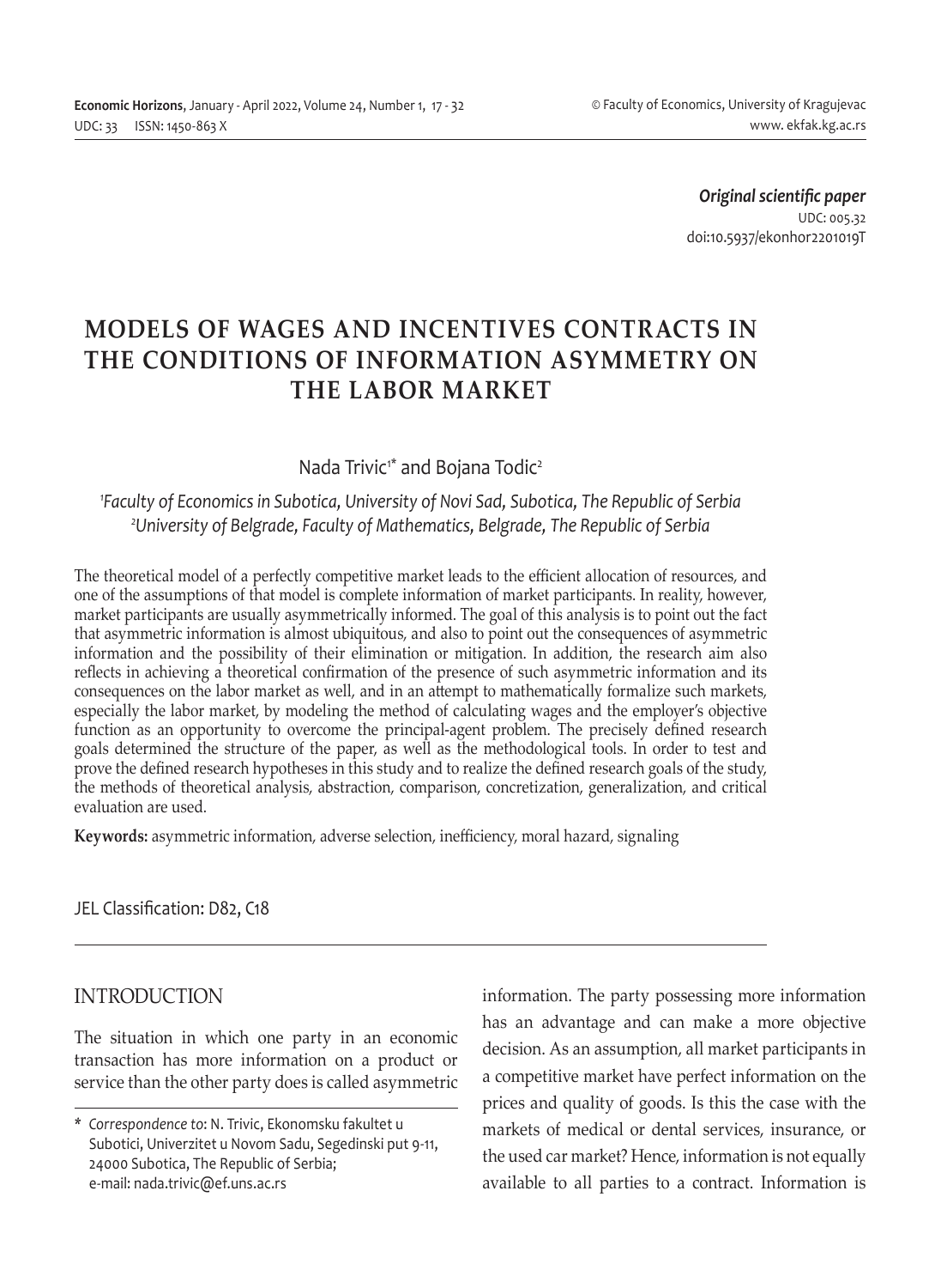*Original scientific paper*
UDC: 005.32
doi:10.5937/ekonhor2201019T

# MODELS OF WAGES AND INCENTIVES CONTRACTS IN THE CONDITIONS OF INFORMATION ASYMMETRY ON THE LABOR MARKET

Nada Trivic[1]* and Bojana Todic[2]

[1] *Faculty of Economics in Subotica, University of Novi Sad, Subotica, The Republic of Serbia*
[2] *University of Belgrade, Faculty of Mathematics, Belgrade, The Republic of Serbia*

The theoretical model of a perfectly competitive market leads to the efficient allocation of resources, and one of the assumptions of that model is complete information of market participants. In reality, however, market participants are usually asymmetrically informed. The goal of this analysis is to point out the fact that asymmetric information is almost ubiquitous, and also to point out the consequences of asymmetric information and the possibility of their elimination or mitigation. In addition, the research aim also reflects in achieving a theoretical confirmation of the presence of such asymmetric information and its consequences on the labor market as well, and in an attempt to mathematically formalize such markets, especially the labor market, by modeling the method of calculating wages and the employer's objective function as an opportunity to overcome the principal-agent problem. The precisely defined research goals determined the structure of the paper, as well as the methodological tools. In order to test and prove the defined research hypotheses in this study and to realize the defined research goals of the study, the methods of theoretical analysis, abstraction, comparison, concretization, generalization, and critical evaluation are used.

**Keywords:** asymmetric information, adverse selection, inefficiency, moral hazard, signaling

JEL Classification: D82, C18

## INTRODUCTION

The situation in which one party in an economic transaction has more information on a product or service than the other party does is called asymmetric information. The party possessing more information has an advantage and can make a more objective decision. As an assumption, all market participants in a competitive market have perfect information on the prices and quality of goods. Is this the case with the markets of medical or dental services, insurance, or the used car market? Hence, information is not equally available to all parties to a contract. Information is

\* *Correspondence to*: N. Trivic, Ekonomsku fakultet u Subotici, Univerzitet u Novom Sadu, Segedinski put 9-11, 24000 Subotica, The Republic of Serbia; e-mail: nada.trivic@ef.uns.ac.rs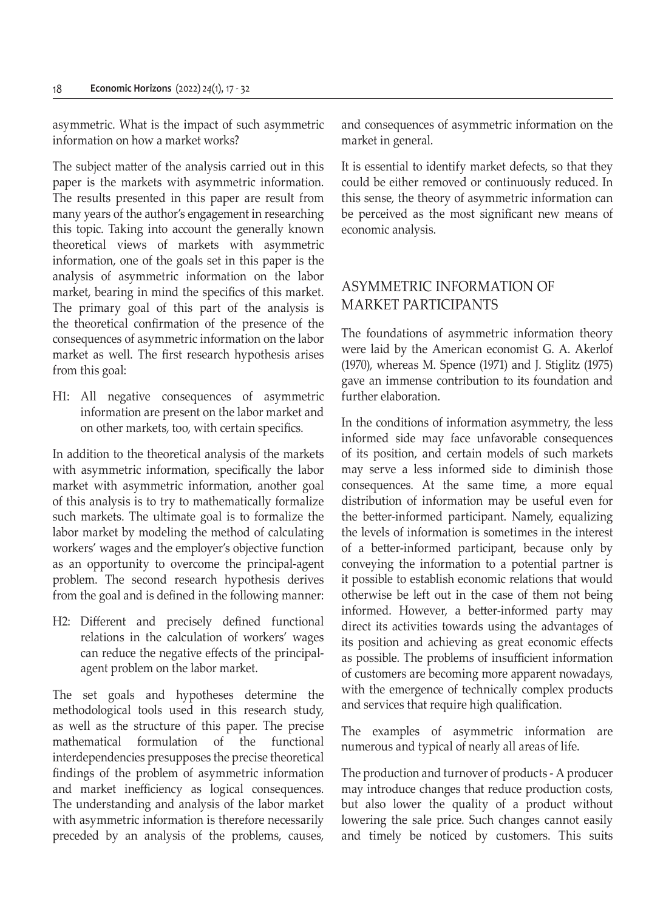asymmetric. What is the impact of such asymmetric information on how a market works?

The subject matter of the analysis carried out in this paper is the markets with asymmetric information. The results presented in this paper are result from many years of the author's engagement in researching this topic. Taking into account the generally known theoretical views of markets with asymmetric information, one of the goals set in this paper is the analysis of asymmetric information on the labor market, bearing in mind the specifics of this market. The primary goal of this part of the analysis is the theoretical confirmation of the presence of the consequences of asymmetric information on the labor market as well. The first research hypothesis arises from this goal:

H1: All negative consequences of asymmetric information are present on the labor market and on other markets, too, with certain specifics.

In addition to the theoretical analysis of the markets with asymmetric information, specifically the labor market with asymmetric information, another goal of this analysis is to try to mathematically formalize such markets. The ultimate goal is to formalize the labor market by modeling the method of calculating workers' wages and the employer's objective function as an opportunity to overcome the principal-agent problem. The second research hypothesis derives from the goal and is defined in the following manner:

H2: Different and precisely defined functional relations in the calculation of workers' wages can reduce the negative effects of the principal-agent problem on the labor market.

The set goals and hypotheses determine the methodological tools used in this research study, as well as the structure of this paper. The precise mathematical formulation of the functional interdependencies presupposes the precise theoretical findings of the problem of asymmetric information and market inefficiency as logical consequences. The understanding and analysis of the labor market with asymmetric information is therefore necessarily preceded by an analysis of the problems, causes, and consequences of asymmetric information on the market in general.

It is essential to identify market defects, so that they could be either removed or continuously reduced. In this sense, the theory of asymmetric information can be perceived as the most significant new means of economic analysis.

## ASYMMETRIC INFORMATION OF MARKET PARTICIPANTS

The foundations of asymmetric information theory were laid by the American economist G. A. Akerlof (1970), whereas M. Spence (1971) and J. Stiglitz (1975) gave an immense contribution to its foundation and further elaboration.

In the conditions of information asymmetry, the less informed side may face unfavorable consequences of its position, and certain models of such markets may serve a less informed side to diminish those consequences. At the same time, a more equal distribution of information may be useful even for the better-informed participant. Namely, equalizing the levels of information is sometimes in the interest of a better-informed participant, because only by conveying the information to a potential partner is it possible to establish economic relations that would otherwise be left out in the case of them not being informed. However, a better-informed party may direct its activities towards using the advantages of its position and achieving as great economic effects as possible. The problems of insufficient information of customers are becoming more apparent nowadays, with the emergence of technically complex products and services that require high qualification.

The examples of asymmetric information are numerous and typical of nearly all areas of life.

The production and turnover of products - A producer may introduce changes that reduce production costs, but also lower the quality of a product without lowering the sale price. Such changes cannot easily and timely be noticed by customers. This suits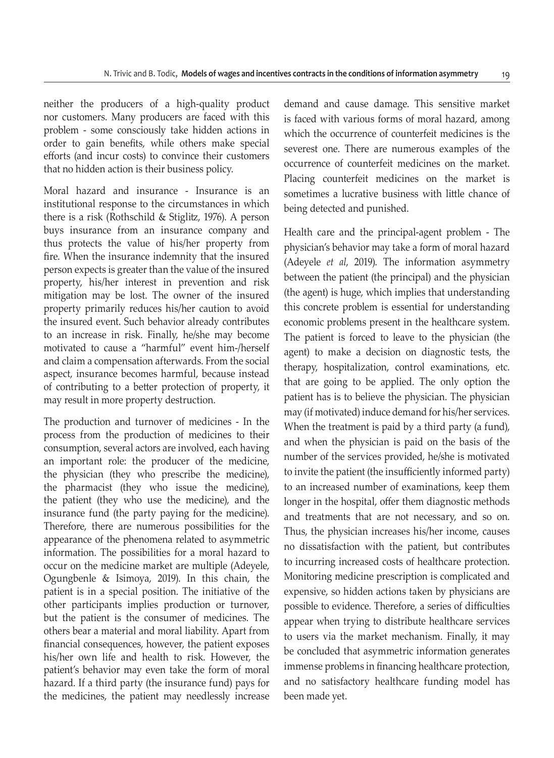neither the producers of a high-quality product nor customers. Many producers are faced with this problem - some consciously take hidden actions in order to gain benefits, while others make special efforts (and incur costs) to convince their customers that no hidden action is their business policy.

Moral hazard and insurance - Insurance is an institutional response to the circumstances in which there is a risk (Rothschild & Stiglitz, 1976). A person buys insurance from an insurance company and thus protects the value of his/her property from fire. When the insurance indemnity that the insured person expects is greater than the value of the insured property, his/her interest in prevention and risk mitigation may be lost. The owner of the insured property primarily reduces his/her caution to avoid the insured event. Such behavior already contributes to an increase in risk. Finally, he/she may become motivated to cause a "harmful" event him-/herself and claim a compensation afterwards. From the social aspect, insurance becomes harmful, because instead of contributing to a better protection of property, it may result in more property destruction.

The production and turnover of medicines - In the process from the production of medicines to their consumption, several actors are involved, each having an important role: the producer of the medicine, the physician (they who prescribe the medicine), the pharmacist (they who issue the medicine), the patient (they who use the medicine), and the insurance fund (the party paying for the medicine). Therefore, there are numerous possibilities for the appearance of the phenomena related to asymmetric information. The possibilities for a moral hazard to occur on the medicine market are multiple (Adeyele, Ogungbenle & Isimoya, 2019). In this chain, the patient is in a special position. The initiative of the other participants implies production or turnover, but the patient is the consumer of medicines. The others bear a material and moral liability. Apart from financial consequences, however, the patient exposes his/her own life and health to risk. However, the patient's behavior may even take the form of moral hazard. If a third party (the insurance fund) pays for the medicines, the patient may needlessly increase demand and cause damage. This sensitive market is faced with various forms of moral hazard, among which the occurrence of counterfeit medicines is the severest one. There are numerous examples of the occurrence of counterfeit medicines on the market. Placing counterfeit medicines on the market is sometimes a lucrative business with little chance of being detected and punished.

Health care and the principal-agent problem - The physician's behavior may take a form of moral hazard (Adeyele *et al*, 2019). The information asymmetry between the patient (the principal) and the physician (the agent) is huge, which implies that understanding this concrete problem is essential for understanding economic problems present in the healthcare system. The patient is forced to leave to the physician (the agent) to make a decision on diagnostic tests, the therapy, hospitalization, control examinations, etc. that are going to be applied. The only option the patient has is to believe the physician. The physician may (if motivated) induce demand for his/her services. When the treatment is paid by a third party (a fund), and when the physician is paid on the basis of the number of the services provided, he/she is motivated to invite the patient (the insufficiently informed party) to an increased number of examinations, keep them longer in the hospital, offer them diagnostic methods and treatments that are not necessary, and so on. Thus, the physician increases his/her income, causes no dissatisfaction with the patient, but contributes to incurring increased costs of healthcare protection. Monitoring medicine prescription is complicated and expensive, so hidden actions taken by physicians are possible to evidence. Therefore, a series of difficulties appear when trying to distribute healthcare services to users via the market mechanism. Finally, it may be concluded that asymmetric information generates immense problems in financing healthcare protection, and no satisfactory healthcare funding model has been made yet.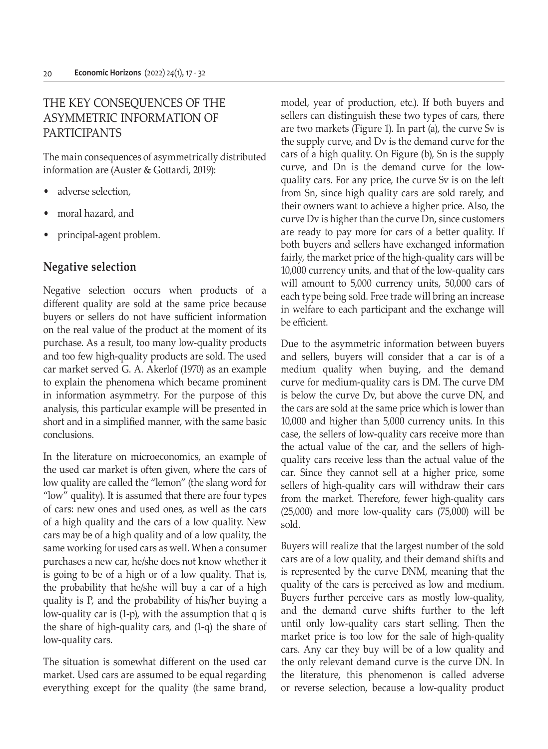## THE KEY CONSEQUENCES OF THE ASYMMETRIC INFORMATION OF PARTICIPANTS

The main consequences of asymmetrically distributed information are (Auster & Gottardi, 2019):

- adverse selection,
- moral hazard, and
- principal-agent problem.

### Negative selection

Negative selection occurs when products of a different quality are sold at the same price because buyers or sellers do not have sufficient information on the real value of the product at the moment of its purchase. As a result, too many low-quality products and too few high-quality products are sold. The used car market served G. A. Akerlof (1970) as an example to explain the phenomena which became prominent in information asymmetry. For the purpose of this analysis, this particular example will be presented in short and in a simplified manner, with the same basic conclusions.

In the literature on microeconomics, an example of the used car market is often given, where the cars of low quality are called the "lemon" (the slang word for "low" quality). It is assumed that there are four types of cars: new ones and used ones, as well as the cars of a high quality and the cars of a low quality. New cars may be of a high quality and of a low quality, the same working for used cars as well. When a consumer purchases a new car, he/she does not know whether it is going to be of a high or of a low quality. That is, the probability that he/she will buy a car of a high quality is P, and the probability of his/her buying a low-quality car is (1-p), with the assumption that q is the share of high-quality cars, and (1-q) the share of low-quality cars.

The situation is somewhat different on the used car market. Used cars are assumed to be equal regarding everything except for the quality (the same brand, model, year of production, etc.). If both buyers and sellers can distinguish these two types of cars, there are two markets (Figure 1). In part (a), the curve Sv is the supply curve, and Dv is the demand curve for the cars of a high quality. On Figure (b), Sn is the supply curve, and Dn is the demand curve for the low-quality cars. For any price, the curve Sv is on the left from Sn, since high quality cars are sold rarely, and their owners want to achieve a higher price. Also, the curve Dv is higher than the curve Dn, since customers are ready to pay more for cars of a better quality. If both buyers and sellers have exchanged information fairly, the market price of the high-quality cars will be 10,000 currency units, and that of the low-quality cars will amount to 5,000 currency units, 50,000 cars of each type being sold. Free trade will bring an increase in welfare to each participant and the exchange will be efficient.

Due to the asymmetric information between buyers and sellers, buyers will consider that a car is of a medium quality when buying, and the demand curve for medium-quality cars is DM. The curve DM is below the curve Dv, but above the curve DN, and the cars are sold at the same price which is lower than 10,000 and higher than 5,000 currency units. In this case, the sellers of low-quality cars receive more than the actual value of the car, and the sellers of high-quality cars receive less than the actual value of the car. Since they cannot sell at a higher price, some sellers of high-quality cars will withdraw their cars from the market. Therefore, fewer high-quality cars (25,000) and more low-quality cars (75,000) will be sold.

Buyers will realize that the largest number of the sold cars are of a low quality, and their demand shifts and is represented by the curve DNM, meaning that the quality of the cars is perceived as low and medium. Buyers further perceive cars as mostly low-quality, and the demand curve shifts further to the left until only low-quality cars start selling. Then the market price is too low for the sale of high-quality cars. Any car they buy will be of a low quality and the only relevant demand curve is the curve DN. In the literature, this phenomenon is called adverse or reverse selection, because a low-quality product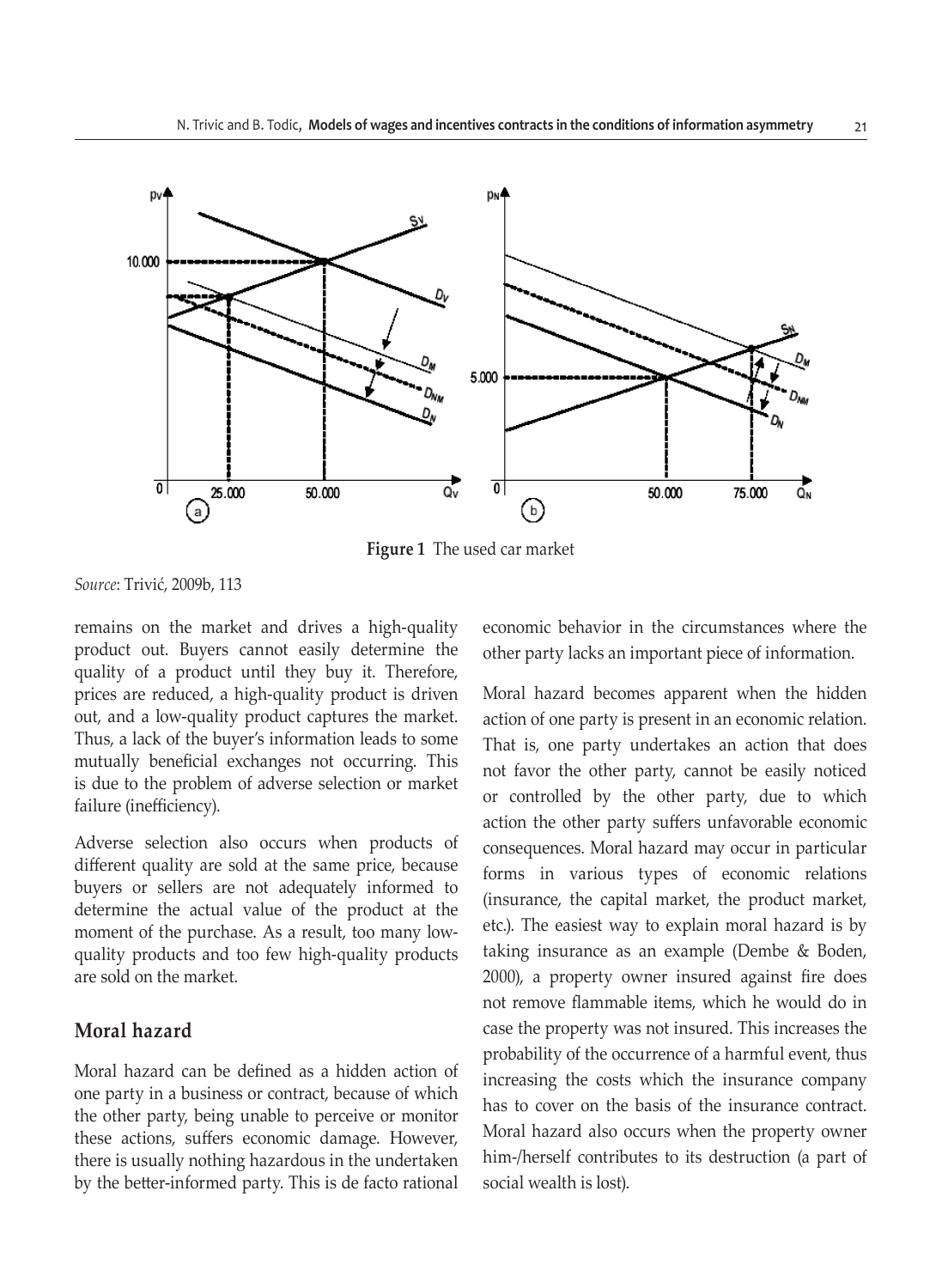**Figure 1** The used car market

*Source*: Trivić, 2009b, 113

remains on the market and drives a high-quality product out. Buyers cannot easily determine the quality of a product until they buy it. Therefore, prices are reduced, a high-quality product is driven out, and a low-quality product captures the market. Thus, a lack of the buyer's information leads to some mutually beneficial exchanges not occurring. This is due to the problem of adverse selection or market failure (inefficiency).

Adverse selection also occurs when products of different quality are sold at the same price, because buyers or sellers are not adequately informed to determine the actual value of the product at the moment of the purchase. As a result, too many low-quality products and too few high-quality products are sold on the market.

## Moral hazard

Moral hazard can be defined as a hidden action of one party in a business or contract, because of which the other party, being unable to perceive or monitor these actions, suffers economic damage. However, there is usually nothing hazardous in the undertaken by the better-informed party. This is de facto rational economic behavior in the circumstances where the other party lacks an important piece of information.

Moral hazard becomes apparent when the hidden action of one party is present in an economic relation. That is, one party undertakes an action that does not favor the other party, cannot be easily noticed or controlled by the other party, due to which action the other party suffers unfavorable economic consequences. Moral hazard may occur in particular forms in various types of economic relations (insurance, the capital market, the product market, etc.). The easiest way to explain moral hazard is by taking insurance as an example (Dembe & Boden, 2000), a property owner insured against fire does not remove flammable items, which he would do in case the property was not insured. This increases the probability of the occurrence of a harmful event, thus increasing the costs which the insurance company has to cover on the basis of the insurance contract. Moral hazard also occurs when the property owner him-/herself contributes to its destruction (a part of social wealth is lost).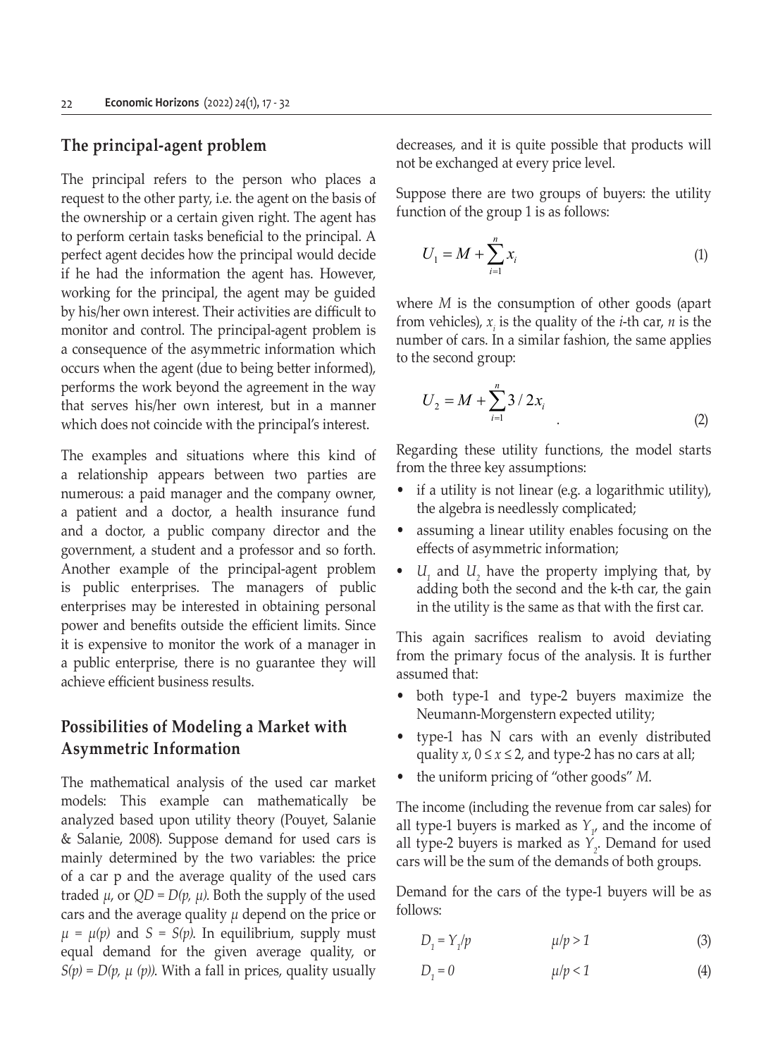## The principal-agent problem

The principal refers to the person who places a request to the other party, i.e. the agent on the basis of the ownership or a certain given right. The agent has to perform certain tasks beneficial to the principal. A perfect agent decides how the principal would decide if he had the information the agent has. However, working for the principal, the agent may be guided by his/her own interest. Their activities are difficult to monitor and control. The principal-agent problem is a consequence of the asymmetric information which occurs when the agent (due to being better informed), performs the work beyond the agreement in the way that serves his/her own interest, but in a manner which does not coincide with the principal's interest.

The examples and situations where this kind of a relationship appears between two parties are numerous: a paid manager and the company owner, a patient and a doctor, a health insurance fund and a doctor, a public company director and the government, a student and a professor and so forth. Another example of the principal-agent problem is public enterprises. The managers of public enterprises may be interested in obtaining personal power and benefits outside the efficient limits. Since it is expensive to monitor the work of a manager in a public enterprise, there is no guarantee they will achieve efficient business results.

## Possibilities of Modeling a Market with Asymmetric Information

The mathematical analysis of the used car market models: This example can mathematically be analyzed based upon utility theory (Pouyet, Salanie & Salanie, 2008). Suppose demand for used cars is mainly determined by the two variables: the price of a car p and the average quality of the used cars traded $\mu$, or $QD = D(p, \mu)$. Both the supply of the used cars and the average quality $\mu$ depend on the price or $\mu = \mu(p)$ and $S = S(p)$. In equilibrium, supply must equal demand for the given average quality, or $S(p) = D(p, \mu(p))$. With a fall in prices, quality usually decreases, and it is quite possible that products will not be exchanged at every price level.

Suppose there are two groups of buyers: the utility function of the group 1 is as follows:

$$U_1 = M + \sum_{i=1}^{n} x_i \tag{1}$$

where $M$ is the consumption of other goods (apart from vehicles), $x_i$ is the quality of the $i$-th car, $n$ is the number of cars. In a similar fashion, the same applies to the second group:

$$U_2 = M + \sum_{i=1}^{n} 3/2x_i \tag{2}$$

Regarding these utility functions, the model starts from the three key assumptions:

- if a utility is not linear (e.g. a logarithmic utility), the algebra is needlessly complicated;
- assuming a linear utility enables focusing on the effects of asymmetric information;
- $U_1$ and $U_2$ have the property implying that, by adding both the second and the k-th car, the gain in the utility is the same as that with the first car.

This again sacrifices realism to avoid deviating from the primary focus of the analysis. It is further assumed that:

- both type-1 and type-2 buyers maximize the Neumann-Morgenstern expected utility;
- type-1 has N cars with an evenly distributed quality $x$, $0 \leq x \leq 2$, and type-2 has no cars at all;
- the uniform pricing of "other goods" $M$.

The income (including the revenue from car sales) for all type-1 buyers is marked as $Y_1$, and the income of all type-2 buyers is marked as $Y_2$. Demand for used cars will be the sum of the demands of both groups.

Demand for the cars of the type-1 buyers will be as follows:

$$D_1 = Y_1/p \qquad \mu/p > 1 \tag{3}$$

$$D_1 = 0 \qquad \mu/p < 1 \tag{4}$$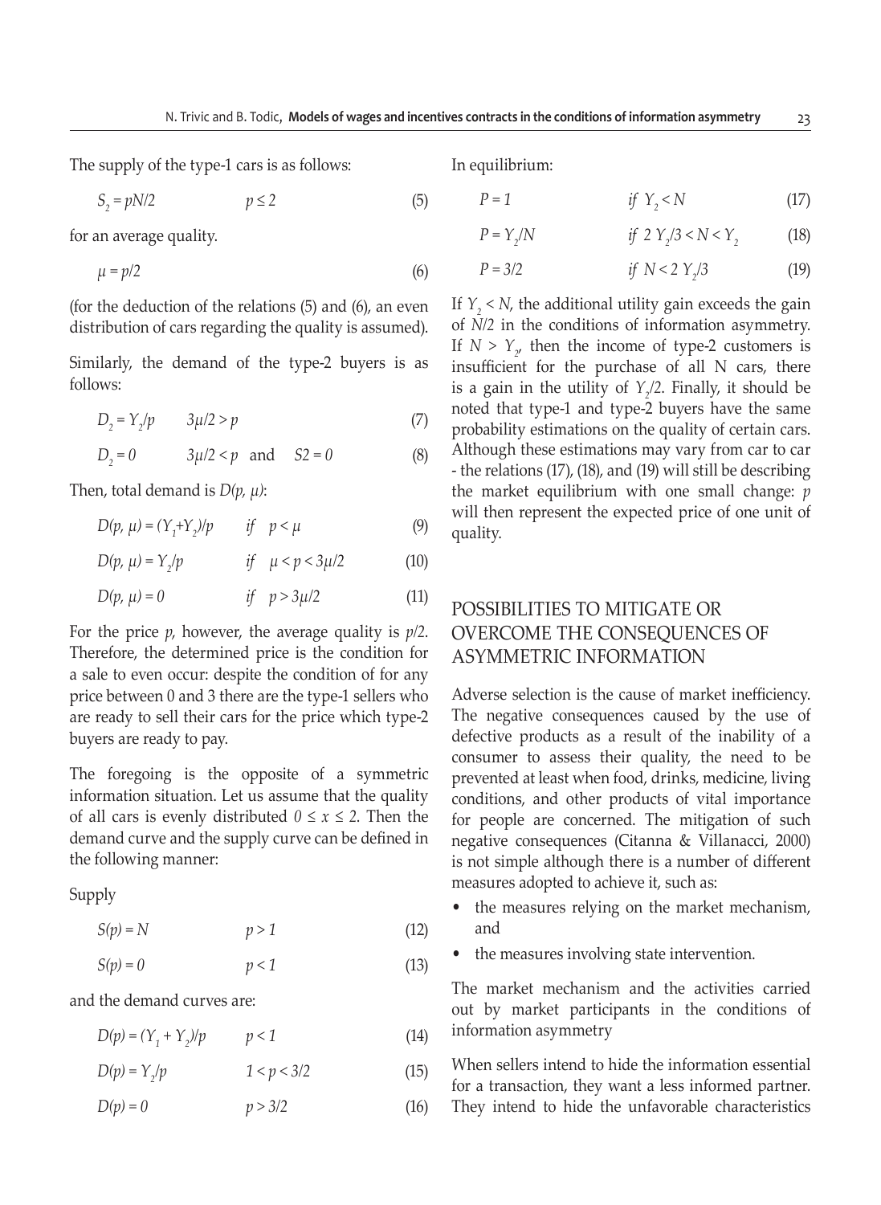The supply of the type-1 cars is as follows:

$$S_2 = pN/2 \qquad p \leq 2 \tag{5}$$

for an average quality.

$$\mu = p/2 \tag{6}$$

(for the deduction of the relations (5) and (6), an even distribution of cars regarding the quality is assumed).

Similarly, the demand of the type-2 buyers is as follows:

$$D_2 = Y_2/p \qquad 3\mu/2 > p \tag{7}$$

$$D_2 = 0 \qquad 3\mu/2 < p \quad \text{and} \quad S2 = 0 \tag{8}$$

Then, total demand is $D(p, \mu)$:

$$D(p, \mu) = (Y_1+Y_2)/p \qquad if \quad p < \mu \tag{9}$$

$$D(p, \mu) = Y_2/p \qquad if \quad \mu < p < 3\mu/2 \tag{10}$$

$$D(p, \mu) = 0 \qquad if \quad p > 3\mu/2 \tag{11}$$

For the price $p$, however, the average quality is $p/2$. Therefore, the determined price is the condition for a sale to even occur: despite the condition of for any price between 0 and 3 there are the type-1 sellers who are ready to sell their cars for the price which type-2 buyers are ready to pay.

The foregoing is the opposite of a symmetric information situation. Let us assume that the quality of all cars is evenly distributed $0 \leq x \leq 2$. Then the demand curve and the supply curve can be defined in the following manner:

Supply

$$S(p) = N \qquad p > 1 \tag{12}$$

$$S(p) = 0 \qquad p < 1 \tag{13}$$

and the demand curves are:

$$D(p) = (Y_1 + Y_2)/p \qquad p < 1 \tag{14}$$

$$D(p) = Y_2/p \qquad 1 < p < 3/2 \tag{15}$$

$$D(p) = 0 \qquad p > 3/2 \tag{16}$$

In equilibrium:

$$P = 1 \qquad if \ Y_2 < N \tag{17}$$

$$P = Y_2/N \qquad if \ 2\,Y_2/3 < N < Y_2 \tag{18}$$

$$P = 3/2 \qquad if \ N < 2\,Y_2/3 \tag{19}$$

If $Y_2 < N$, the additional utility gain exceeds the gain of $N/2$ in the conditions of information asymmetry. If $N > Y_2$, then the income of type-2 customers is insufficient for the purchase of all N cars, there is a gain in the utility of $Y_2/2$. Finally, it should be noted that type-1 and type-2 buyers have the same probability estimations on the quality of certain cars. Although these estimations may vary from car to car - the relations (17), (18), and (19) will still be describing the market equilibrium with one small change: $p$ will then represent the expected price of one unit of quality.

## POSSIBILITIES TO MITIGATE OR OVERCOME THE CONSEQUENCES OF ASYMMETRIC INFORMATION

Adverse selection is the cause of market inefficiency. The negative consequences caused by the use of defective products as a result of the inability of a consumer to assess their quality, the need to be prevented at least when food, drinks, medicine, living conditions, and other products of vital importance for people are concerned. The mitigation of such negative consequences (Citanna & Villanacci, 2000) is not simple although there is a number of different measures adopted to achieve it, such as:

- the measures relying on the market mechanism, and
- the measures involving state intervention.

The market mechanism and the activities carried out by market participants in the conditions of information asymmetry

When sellers intend to hide the information essential for a transaction, they want a less informed partner. They intend to hide the unfavorable characteristics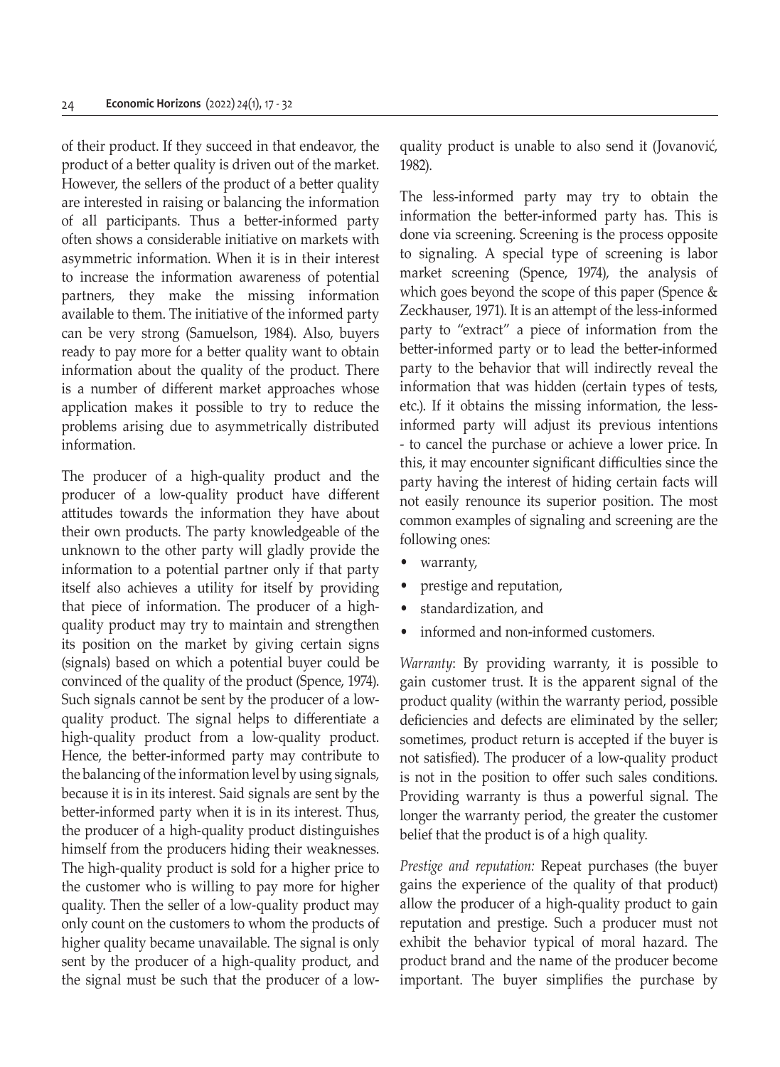of their product. If they succeed in that endeavor, the product of a better quality is driven out of the market. However, the sellers of the product of a better quality are interested in raising or balancing the information of all participants. Thus a better-informed party often shows a considerable initiative on markets with asymmetric information. When it is in their interest to increase the information awareness of potential partners, they make the missing information available to them. The initiative of the informed party can be very strong (Samuelson, 1984). Also, buyers ready to pay more for a better quality want to obtain information about the quality of the product. There is a number of different market approaches whose application makes it possible to try to reduce the problems arising due to asymmetrically distributed information.

The producer of a high-quality product and the producer of a low-quality product have different attitudes towards the information they have about their own products. The party knowledgeable of the unknown to the other party will gladly provide the information to a potential partner only if that party itself also achieves a utility for itself by providing that piece of information. The producer of a high-quality product may try to maintain and strengthen its position on the market by giving certain signs (signals) based on which a potential buyer could be convinced of the quality of the product (Spence, 1974). Such signals cannot be sent by the producer of a low-quality product. The signal helps to differentiate a high-quality product from a low-quality product. Hence, the better-informed party may contribute to the balancing of the information level by using signals, because it is in its interest. Said signals are sent by the better-informed party when it is in its interest. Thus, the producer of a high-quality product distinguishes himself from the producers hiding their weaknesses. The high-quality product is sold for a higher price to the customer who is willing to pay more for higher quality. Then the seller of a low-quality product may only count on the customers to whom the products of higher quality became unavailable. The signal is only sent by the producer of a high-quality product, and the signal must be such that the producer of a low-quality product is unable to also send it (Jovanović, 1982).

The less-informed party may try to obtain the information the better-informed party has. This is done via screening. Screening is the process opposite to signaling. A special type of screening is labor market screening (Spence, 1974), the analysis of which goes beyond the scope of this paper (Spence & Zeckhauser, 1971). It is an attempt of the less-informed party to "extract" a piece of information from the better-informed party or to lead the better-informed party to the behavior that will indirectly reveal the information that was hidden (certain types of tests, etc.). If it obtains the missing information, the less-informed party will adjust its previous intentions - to cancel the purchase or achieve a lower price. In this, it may encounter significant difficulties since the party having the interest of hiding certain facts will not easily renounce its superior position. The most common examples of signaling and screening are the following ones:

- warranty,
- prestige and reputation,
- standardization, and
- informed and non-informed customers.

*Warranty*: By providing warranty, it is possible to gain customer trust. It is the apparent signal of the product quality (within the warranty period, possible deficiencies and defects are eliminated by the seller; sometimes, product return is accepted if the buyer is not satisfied). The producer of a low-quality product is not in the position to offer such sales conditions. Providing warranty is thus a powerful signal. The longer the warranty period, the greater the customer belief that the product is of a high quality.

*Prestige and reputation:* Repeat purchases (the buyer gains the experience of the quality of that product) allow the producer of a high-quality product to gain reputation and prestige. Such a producer must not exhibit the behavior typical of moral hazard. The product brand and the name of the producer become important. The buyer simplifies the purchase by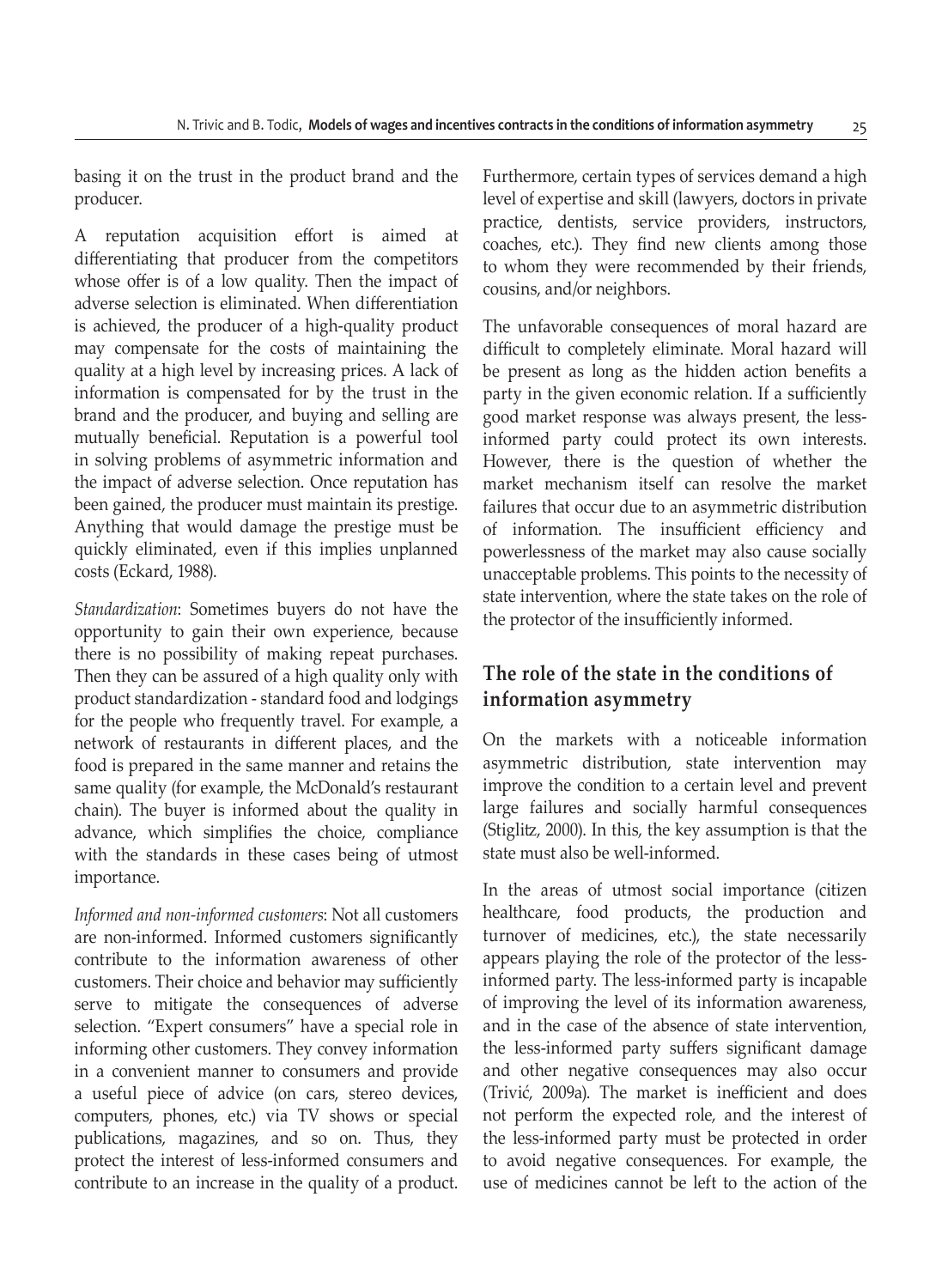basing it on the trust in the product brand and the producer.

A reputation acquisition effort is aimed at differentiating that producer from the competitors whose offer is of a low quality. Then the impact of adverse selection is eliminated. When differentiation is achieved, the producer of a high-quality product may compensate for the costs of maintaining the quality at a high level by increasing prices. A lack of information is compensated for by the trust in the brand and the producer, and buying and selling are mutually beneficial. Reputation is a powerful tool in solving problems of asymmetric information and the impact of adverse selection. Once reputation has been gained, the producer must maintain its prestige. Anything that would damage the prestige must be quickly eliminated, even if this implies unplanned costs (Eckard, 1988).

*Standardization*: Sometimes buyers do not have the opportunity to gain their own experience, because there is no possibility of making repeat purchases. Then they can be assured of a high quality only with product standardization - standard food and lodgings for the people who frequently travel. For example, a network of restaurants in different places, and the food is prepared in the same manner and retains the same quality (for example, the McDonald's restaurant chain). The buyer is informed about the quality in advance, which simplifies the choice, compliance with the standards in these cases being of utmost importance.

*Informed and non-informed customers*: Not all customers are non-informed. Informed customers significantly contribute to the information awareness of other customers. Their choice and behavior may sufficiently serve to mitigate the consequences of adverse selection. "Expert consumers" have a special role in informing other customers. They convey information in a convenient manner to consumers and provide a useful piece of advice (on cars, stereo devices, computers, phones, etc.) via TV shows or special publications, magazines, and so on. Thus, they protect the interest of less-informed consumers and contribute to an increase in the quality of a product. Furthermore, certain types of services demand a high level of expertise and skill (lawyers, doctors in private practice, dentists, service providers, instructors, coaches, etc.). They find new clients among those to whom they were recommended by their friends, cousins, and/or neighbors.

The unfavorable consequences of moral hazard are difficult to completely eliminate. Moral hazard will be present as long as the hidden action benefits a party in the given economic relation. If a sufficiently good market response was always present, the less-informed party could protect its own interests. However, there is the question of whether the market mechanism itself can resolve the market failures that occur due to an asymmetric distribution of information. The insufficient efficiency and powerlessness of the market may also cause socially unacceptable problems. This points to the necessity of state intervention, where the state takes on the role of the protector of the insufficiently informed.

## The role of the state in the conditions of information asymmetry

On the markets with a noticeable information asymmetric distribution, state intervention may improve the condition to a certain level and prevent large failures and socially harmful consequences (Stiglitz, 2000). In this, the key assumption is that the state must also be well-informed.

In the areas of utmost social importance (citizen healthcare, food products, the production and turnover of medicines, etc.), the state necessarily appears playing the role of the protector of the less-informed party. The less-informed party is incapable of improving the level of its information awareness, and in the case of the absence of state intervention, the less-informed party suffers significant damage and other negative consequences may also occur (Trivić, 2009a). The market is inefficient and does not perform the expected role, and the interest of the less-informed party must be protected in order to avoid negative consequences. For example, the use of medicines cannot be left to the action of the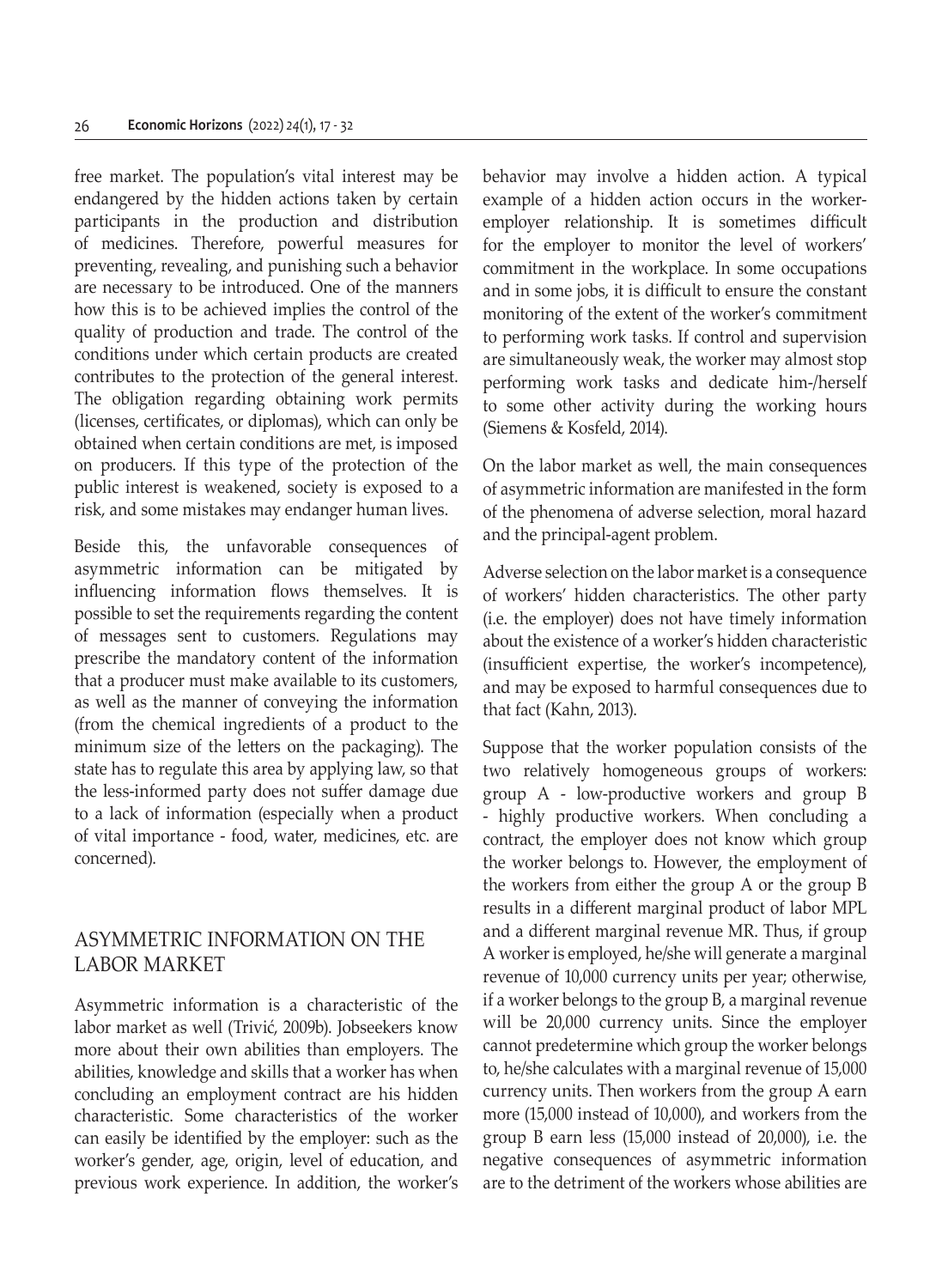free market. The population's vital interest may be endangered by the hidden actions taken by certain participants in the production and distribution of medicines. Therefore, powerful measures for preventing, revealing, and punishing such a behavior are necessary to be introduced. One of the manners how this is to be achieved implies the control of the quality of production and trade. The control of the conditions under which certain products are created contributes to the protection of the general interest. The obligation regarding obtaining work permits (licenses, certificates, or diplomas), which can only be obtained when certain conditions are met, is imposed on producers. If this type of the protection of the public interest is weakened, society is exposed to a risk, and some mistakes may endanger human lives.

Beside this, the unfavorable consequences of asymmetric information can be mitigated by influencing information flows themselves. It is possible to set the requirements regarding the content of messages sent to customers. Regulations may prescribe the mandatory content of the information that a producer must make available to its customers, as well as the manner of conveying the information (from the chemical ingredients of a product to the minimum size of the letters on the packaging). The state has to regulate this area by applying law, so that the less-informed party does not suffer damage due to a lack of information (especially when a product of vital importance - food, water, medicines, etc. are concerned).

## ASYMMETRIC INFORMATION ON THE LABOR MARKET

Asymmetric information is a characteristic of the labor market as well (Trivić, 2009b). Jobseekers know more about their own abilities than employers. The abilities, knowledge and skills that a worker has when concluding an employment contract are his hidden characteristic. Some characteristics of the worker can easily be identified by the employer: such as the worker's gender, age, origin, level of education, and previous work experience. In addition, the worker's behavior may involve a hidden action. A typical example of a hidden action occurs in the worker-employer relationship. It is sometimes difficult for the employer to monitor the level of workers' commitment in the workplace. In some occupations and in some jobs, it is difficult to ensure the constant monitoring of the extent of the worker's commitment to performing work tasks. If control and supervision are simultaneously weak, the worker may almost stop performing work tasks and dedicate him-/herself to some other activity during the working hours (Siemens & Kosfeld, 2014).

On the labor market as well, the main consequences of asymmetric information are manifested in the form of the phenomena of adverse selection, moral hazard and the principal-agent problem.

Adverse selection on the labor market is a consequence of workers' hidden characteristics. The other party (i.e. the employer) does not have timely information about the existence of a worker's hidden characteristic (insufficient expertise, the worker's incompetence), and may be exposed to harmful consequences due to that fact (Kahn, 2013).

Suppose that the worker population consists of the two relatively homogeneous groups of workers: group A - low-productive workers and group B - highly productive workers. When concluding a contract, the employer does not know which group the worker belongs to. However, the employment of the workers from either the group A or the group B results in a different marginal product of labor MPL and a different marginal revenue MR. Thus, if group A worker is employed, he/she will generate a marginal revenue of 10,000 currency units per year; otherwise, if a worker belongs to the group B, a marginal revenue will be 20,000 currency units. Since the employer cannot predetermine which group the worker belongs to, he/she calculates with a marginal revenue of 15,000 currency units. Then workers from the group A earn more (15,000 instead of 10,000), and workers from the group B earn less (15,000 instead of 20,000), i.e. the negative consequences of asymmetric information are to the detriment of the workers whose abilities are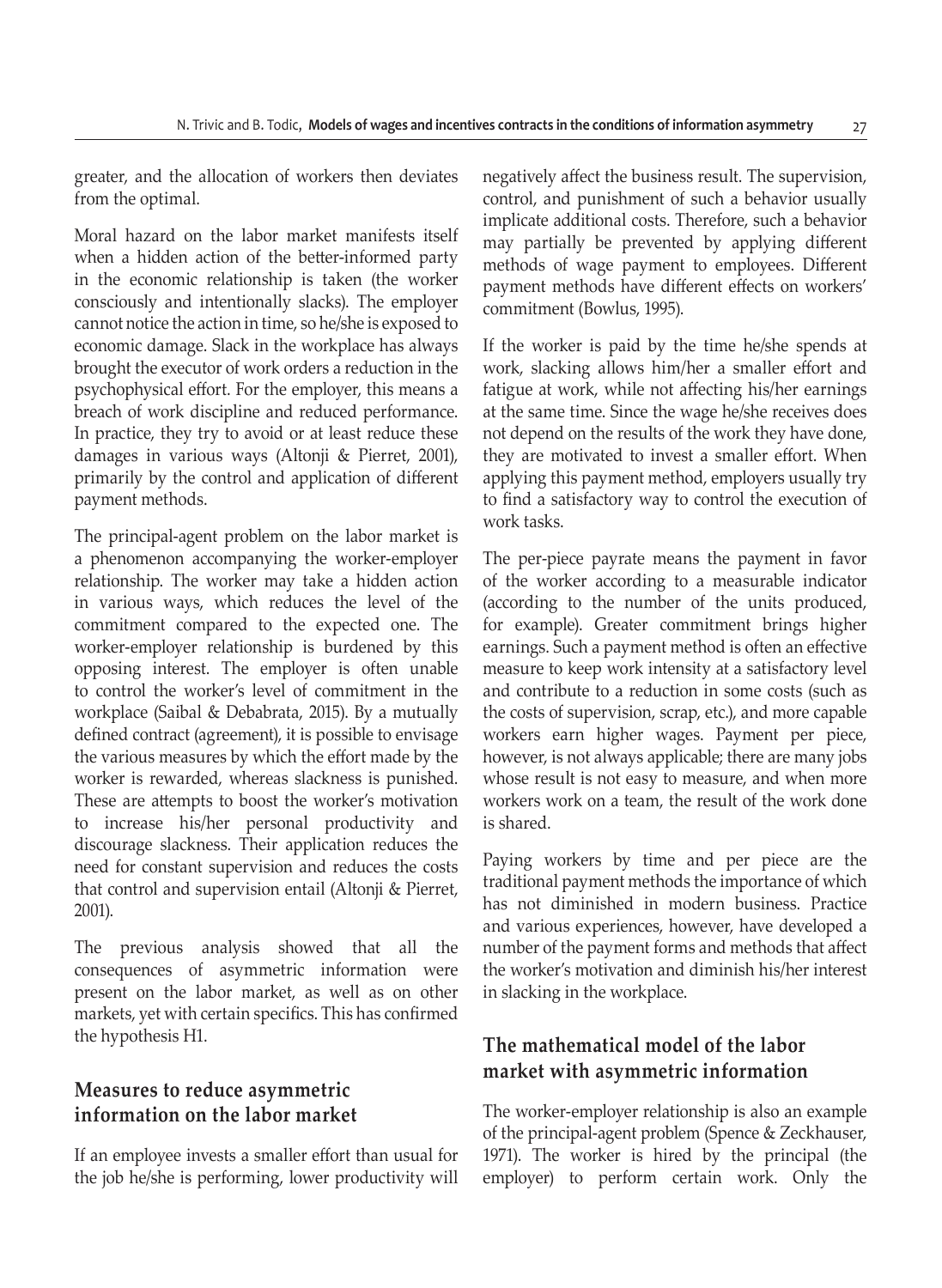greater, and the allocation of workers then deviates from the optimal.

Moral hazard on the labor market manifests itself when a hidden action of the better-informed party in the economic relationship is taken (the worker consciously and intentionally slacks). The employer cannot notice the action in time, so he/she is exposed to economic damage. Slack in the workplace has always brought the executor of work orders a reduction in the psychophysical effort. For the employer, this means a breach of work discipline and reduced performance. In practice, they try to avoid or at least reduce these damages in various ways (Altonji & Pierret, 2001), primarily by the control and application of different payment methods.

The principal-agent problem on the labor market is a phenomenon accompanying the worker-employer relationship. The worker may take a hidden action in various ways, which reduces the level of the commitment compared to the expected one. The worker-employer relationship is burdened by this opposing interest. The employer is often unable to control the worker's level of commitment in the workplace (Saibal & Debabrata, 2015). By a mutually defined contract (agreement), it is possible to envisage the various measures by which the effort made by the worker is rewarded, whereas slackness is punished. These are attempts to boost the worker's motivation to increase his/her personal productivity and discourage slackness. Their application reduces the need for constant supervision and reduces the costs that control and supervision entail (Altonji & Pierret, 2001).

The previous analysis showed that all the consequences of asymmetric information were present on the labor market, as well as on other markets, yet with certain specifics. This has confirmed the hypothesis H1.

## Measures to reduce asymmetric information on the labor market

If an employee invests a smaller effort than usual for the job he/she is performing, lower productivity will negatively affect the business result. The supervision, control, and punishment of such a behavior usually implicate additional costs. Therefore, such a behavior may partially be prevented by applying different methods of wage payment to employees. Different payment methods have different effects on workers' commitment (Bowlus, 1995).

If the worker is paid by the time he/she spends at work, slacking allows him/her a smaller effort and fatigue at work, while not affecting his/her earnings at the same time. Since the wage he/she receives does not depend on the results of the work they have done, they are motivated to invest a smaller effort. When applying this payment method, employers usually try to find a satisfactory way to control the execution of work tasks.

The per-piece payrate means the payment in favor of the worker according to a measurable indicator (according to the number of the units produced, for example). Greater commitment brings higher earnings. Such a payment method is often an effective measure to keep work intensity at a satisfactory level and contribute to a reduction in some costs (such as the costs of supervision, scrap, etc.), and more capable workers earn higher wages. Payment per piece, however, is not always applicable; there are many jobs whose result is not easy to measure, and when more workers work on a team, the result of the work done is shared.

Paying workers by time and per piece are the traditional payment methods the importance of which has not diminished in modern business. Practice and various experiences, however, have developed a number of the payment forms and methods that affect the worker's motivation and diminish his/her interest in slacking in the workplace.

## The mathematical model of the labor market with asymmetric information

The worker-employer relationship is also an example of the principal-agent problem (Spence & Zeckhauser, 1971). The worker is hired by the principal (the employer) to perform certain work. Only the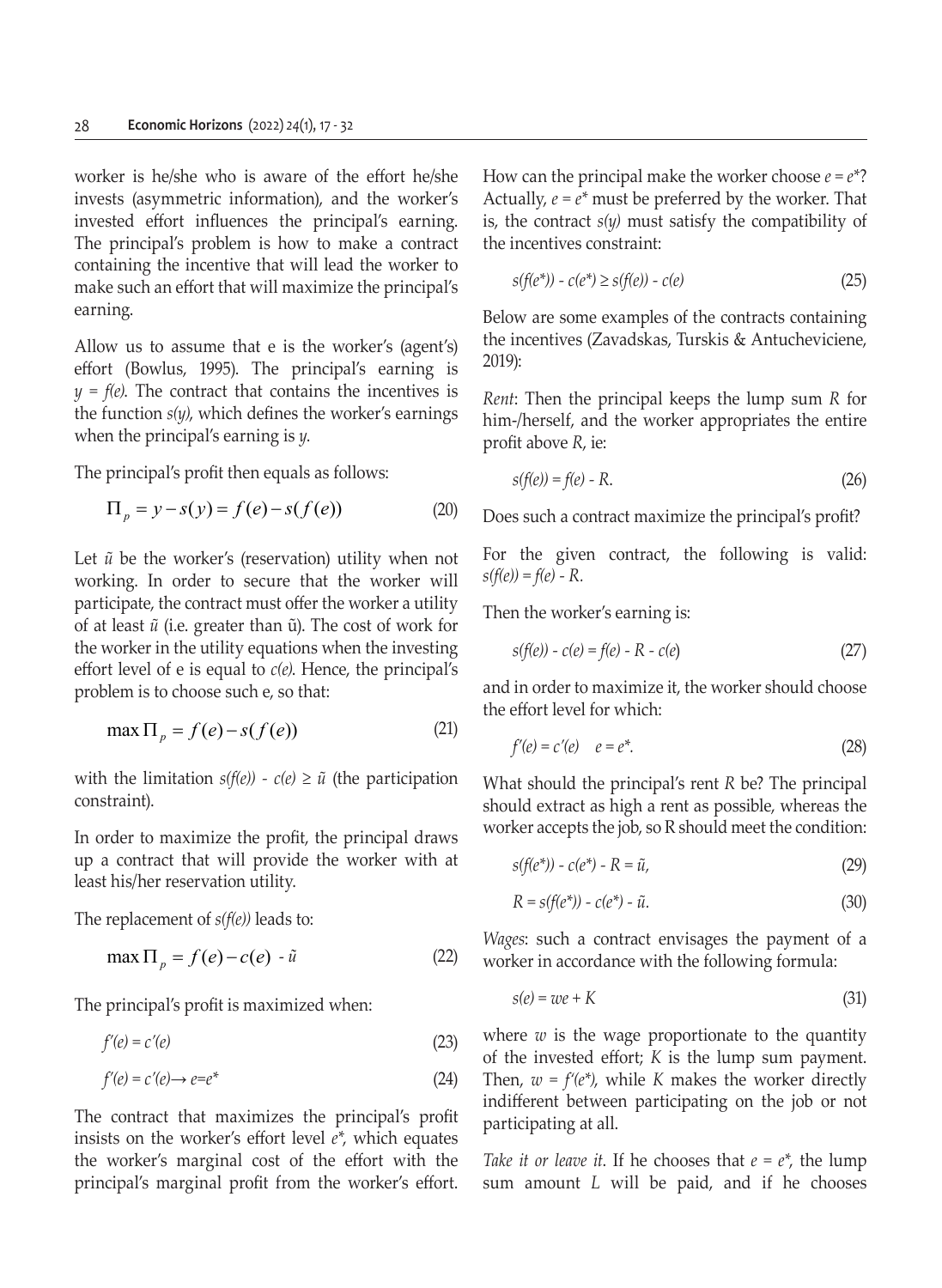worker is he/she who is aware of the effort he/she invests (asymmetric information), and the worker's invested effort influences the principal's earning. The principal's problem is how to make a contract containing the incentive that will lead the worker to make such an effort that will maximize the principal's earning.

Allow us to assume that e is the worker's (agent's) effort (Bowlus, 1995). The principal's earning is $y = f(e)$. The contract that contains the incentives is the function $s(y)$, which defines the worker's earnings when the principal's earning is $y$.

The principal's profit then equals as follows:

$$\Pi_p = y - s(y) = f(e) - s(f(e)) \tag{20}$$

Let $\tilde{u}$ be the worker's (reservation) utility when not working. In order to secure that the worker will participate, the contract must offer the worker a utility of at least $\tilde{u}$ (i.e. greater than $\tilde{u}$). The cost of work for the worker in the utility equations when the investing effort level of e is equal to $c(e)$. Hence, the principal's problem is to choose such e, so that:

$$\max \Pi_p = f(e) - s(f(e)) \tag{21}$$

with the limitation $s(f(e)) - c(e) \geq \tilde{u}$ (the participation constraint).

In order to maximize the profit, the principal draws up a contract that will provide the worker with at least his/her reservation utility.

The replacement of $s(f(e))$ leads to:

$$\max \Pi_p = f(e) - c(e) - \tilde{u} \tag{22}$$

The principal's profit is maximized when:

$$f'(e) = c'(e) \tag{23}$$

$$f'(e) = c'(e) \rightarrow e = e^* \tag{24}$$

The contract that maximizes the principal's profit insists on the worker's effort level $e^*$, which equates the worker's marginal cost of the effort with the principal's marginal profit from the worker's effort. How can the principal make the worker choose $e = e^*$? Actually, $e = e^*$ must be preferred by the worker. That is, the contract $s(y)$ must satisfy the compatibility of the incentives constraint:

$$s(f(e^*)) - c(e^*) \geq s(f(e)) - c(e) \tag{25}$$

Below are some examples of the contracts containing the incentives (Zavadskas, Turskis & Antucheviciene, 2019):

*Rent*: Then the principal keeps the lump sum $R$ for him-/herself, and the worker appropriates the entire profit above $R$, ie:

$$s(f(e)) = f(e) - R. \tag{26}$$

Does such a contract maximize the principal's profit?

For the given contract, the following is valid: $s(f(e)) = f(e) - R$.

Then the worker's earning is:

$$s(f(e)) - c(e) = f(e) - R - c(e) \tag{27}$$

and in order to maximize it, the worker should choose the effort level for which:

$$f'(e) = c'(e) \quad e = e^*. \tag{28}$$

What should the principal's rent $R$ be? The principal should extract as high a rent as possible, whereas the worker accepts the job, so R should meet the condition:

$$s(f(e^*)) - c(e^*) - R = \tilde{u}, \tag{29}$$

$$R = s(f(e^*)) - c(e^*) - \tilde{u}. \tag{30}$$

*Wages*: such a contract envisages the payment of a worker in accordance with the following formula:

$$s(e) = we + K \tag{31}$$

where $w$ is the wage proportionate to the quantity of the invested effort; $K$ is the lump sum payment. Then, $w = f'(e^*)$, while $K$ makes the worker directly indifferent between participating on the job or not participating at all.

*Take it or leave it*. If he chooses that $e = e^*$, the lump sum amount $L$ will be paid, and if he chooses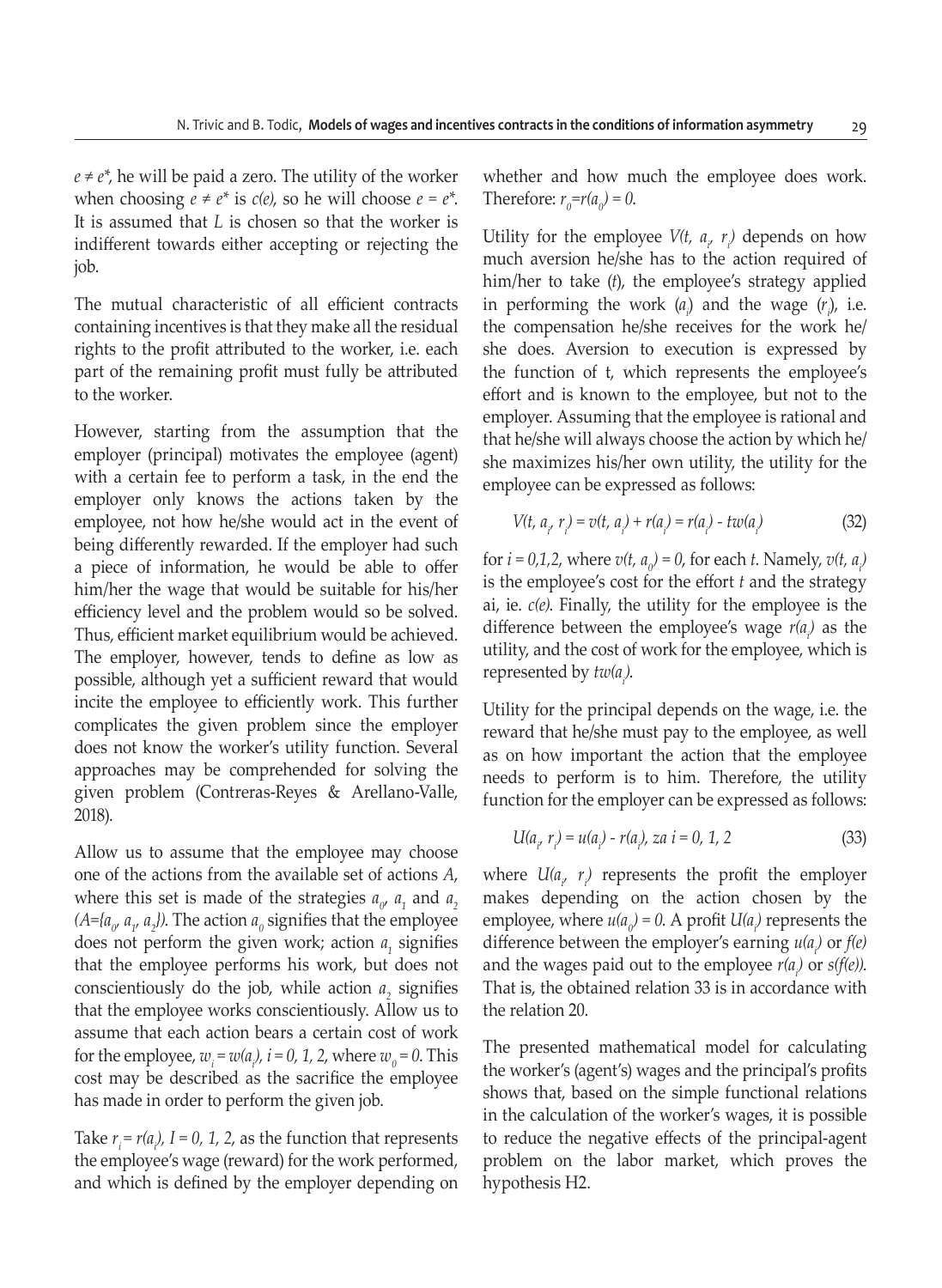$e \neq e^*$, he will be paid a zero. The utility of the worker when choosing $e \neq e^*$ is $c(e)$, so he will choose $e = e^*$. It is assumed that $L$ is chosen so that the worker is indifferent towards either accepting or rejecting the job.

The mutual characteristic of all efficient contracts containing incentives is that they make all the residual rights to the profit attributed to the worker, i.e. each part of the remaining profit must fully be attributed to the worker.

However, starting from the assumption that the employer (principal) motivates the employee (agent) with a certain fee to perform a task, in the end the employer only knows the actions taken by the employee, not how he/she would act in the event of being differently rewarded. If the employer had such a piece of information, he would be able to offer him/her the wage that would be suitable for his/her efficiency level and the problem would so be solved. Thus, efficient market equilibrium would be achieved. The employer, however, tends to define as low as possible, although yet a sufficient reward that would incite the employee to efficiently work. This further complicates the given problem since the employer does not know the worker's utility function. Several approaches may be comprehended for solving the given problem (Contreras-Reyes & Arellano-Valle, 2018).

Allow us to assume that the employee may choose one of the actions from the available set of actions $A$, where this set is made of the strategies $a_0$, $a_1$ and $a_2$ ($A=\{a_0, a_1, a_2\}$). The action $a_0$ signifies that the employee does not perform the given work; action $a_1$ signifies that the employee performs his work, but does not conscientiously do the job, while action $a_2$ signifies that the employee works conscientiously. Allow us to assume that each action bears a certain cost of work for the employee, $w_i = w(a_i)$, $i = 0, 1, 2$, where $w_0 = 0$. This cost may be described as the sacrifice the employee has made in order to perform the given job.

Take $r_i = r(a_i)$, $I = 0, 1, 2$, as the function that represents the employee's wage (reward) for the work performed, and which is defined by the employer depending on whether and how much the employee does work. Therefore: $r_0=r(a_0) = 0$.

Utility for the employee $V(t, a_i, r_i)$ depends on how much aversion he/she has to the action required of him/her to take ($t$), the employee's strategy applied in performing the work ($a_i$) and the wage ($r_i$), i.e. the compensation he/she receives for the work he/she does. Aversion to execution is expressed by the function of t, which represents the employee's effort and is known to the employee, but not to the employer. Assuming that the employee is rational and that he/she will always choose the action by which he/she maximizes his/her own utility, the utility for the employee can be expressed as follows:

$$V(t, a_i, r_i) = v(t, a_i) + r(a_i) = r(a_i) - tw(a_i) \tag{32}$$

for $i = 0,1,2$, where $v(t, a_0) = 0$, for each $t$. Namely, $v(t, a_i)$ is the employee's cost for the effort $t$ and the strategy ai, ie. $c(e)$. Finally, the utility for the employee is the difference between the employee's wage $r(a_i)$ as the utility, and the cost of work for the employee, which is represented by $tw(a_i)$.

Utility for the principal depends on the wage, i.e. the reward that he/she must pay to the employee, as well as on how important the action that the employee needs to perform is to him. Therefore, the utility function for the employer can be expressed as follows:

$$U(a_i, r_i) = u(a_i) - r(a_i), \text{ za } i = 0, 1, 2 \tag{33}$$

where $U(a_i, r_i)$ represents the profit the employer makes depending on the action chosen by the employee, where $u(a_0) = 0$. A profit $U(a_i)$ represents the difference between the employer's earning $u(a_i)$ or $f(e)$ and the wages paid out to the employee $r(a_i)$ or $s(f(e))$. That is, the obtained relation 33 is in accordance with the relation 20.

The presented mathematical model for calculating the worker's (agent's) wages and the principal's profits shows that, based on the simple functional relations in the calculation of the worker's wages, it is possible to reduce the negative effects of the principal-agent problem on the labor market, which proves the hypothesis H2.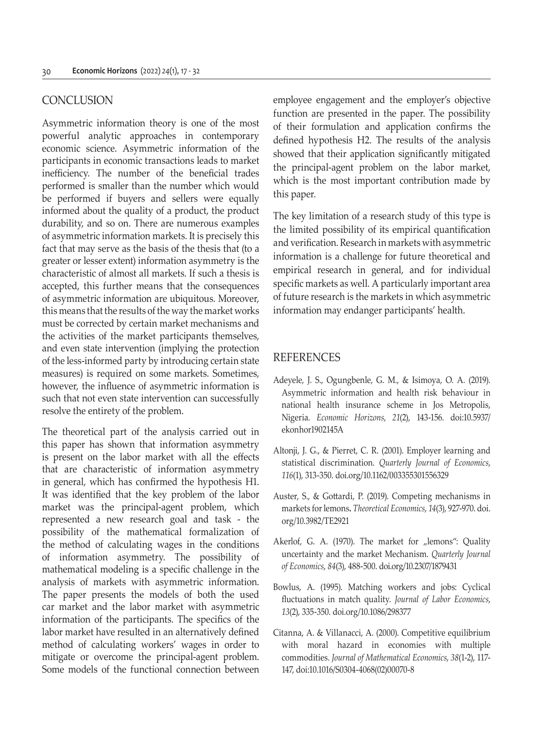## CONCLUSION

Asymmetric information theory is one of the most powerful analytic approaches in contemporary economic science. Asymmetric information of the participants in economic transactions leads to market inefficiency. The number of the beneficial trades performed is smaller than the number which would be performed if buyers and sellers were equally informed about the quality of a product, the product durability, and so on. There are numerous examples of asymmetric information markets. It is precisely this fact that may serve as the basis of the thesis that (to a greater or lesser extent) information asymmetry is the characteristic of almost all markets. If such a thesis is accepted, this further means that the consequences of asymmetric information are ubiquitous. Moreover, this means that the results of the way the market works must be corrected by certain market mechanisms and the activities of the market participants themselves, and even state intervention (implying the protection of the less-informed party by introducing certain state measures) is required on some markets. Sometimes, however, the influence of asymmetric information is such that not even state intervention can successfully resolve the entirety of the problem.

The theoretical part of the analysis carried out in this paper has shown that information asymmetry is present on the labor market with all the effects that are characteristic of information asymmetry in general, which has confirmed the hypothesis H1. It was identified that the key problem of the labor market was the principal-agent problem, which represented a new research goal and task - the possibility of the mathematical formalization of the method of calculating wages in the conditions of information asymmetry. The possibility of mathematical modeling is a specific challenge in the analysis of markets with asymmetric information. The paper presents the models of both the used car market and the labor market with asymmetric information of the participants. The specifics of the labor market have resulted in an alternatively defined method of calculating workers' wages in order to mitigate or overcome the principal-agent problem. Some models of the functional connection between employee engagement and the employer's objective function are presented in the paper. The possibility of their formulation and application confirms the defined hypothesis H2. The results of the analysis showed that their application significantly mitigated the principal-agent problem on the labor market, which is the most important contribution made by this paper.

The key limitation of a research study of this type is the limited possibility of its empirical quantification and verification. Research in markets with asymmetric information is a challenge for future theoretical and empirical research in general, and for individual specific markets as well. A particularly important area of future research is the markets in which asymmetric information may endanger participants' health.

## REFERENCES

Adeyele, J. S., Ogungbenle, G. M., & Isimoya, O. A. (2019). Asymmetric information and health risk behaviour in national health insurance scheme in Jos Metropolis, Nigeria. *Economic Horizons*, *21*(2), 143-156. doi:10.5937/ekonhor1902145A

Altonji, J. G., & Pierret, C. R. (2001). Employer learning and statistical discrimination. *Quarterly Journal of Economics*, *116*(1), 313-350. doi.org/10.1162/003355301556329

Auster, S., & Gottardi, P. (2019). Competing mechanisms in markets for lemons**.** *Theoretical Economics*, *14*(3), 927-970. doi.org/10.3982/TE2921

Akerlof, G. A. (1970). The market for „lemons": Quality uncertainty and the market Mechanism. *Quarterly Journal of Economics*, *84*(3), 488-500. doi.org/10.2307/1879431

Bowlus, A. (1995). Matching workers and jobs: Cyclical fluctuations in match quality. *Journal of Labor Economics*, *13*(2), 335-350. doi.org/10.1086/298377

Citanna, A. & Villanacci, A. (2000). Competitive equilibrium with moral hazard in economies with multiple commodities. *Journal of Mathematical Economics*, *38*(1-2), 117-147, doi:10.1016/S0304-4068(02)00070-8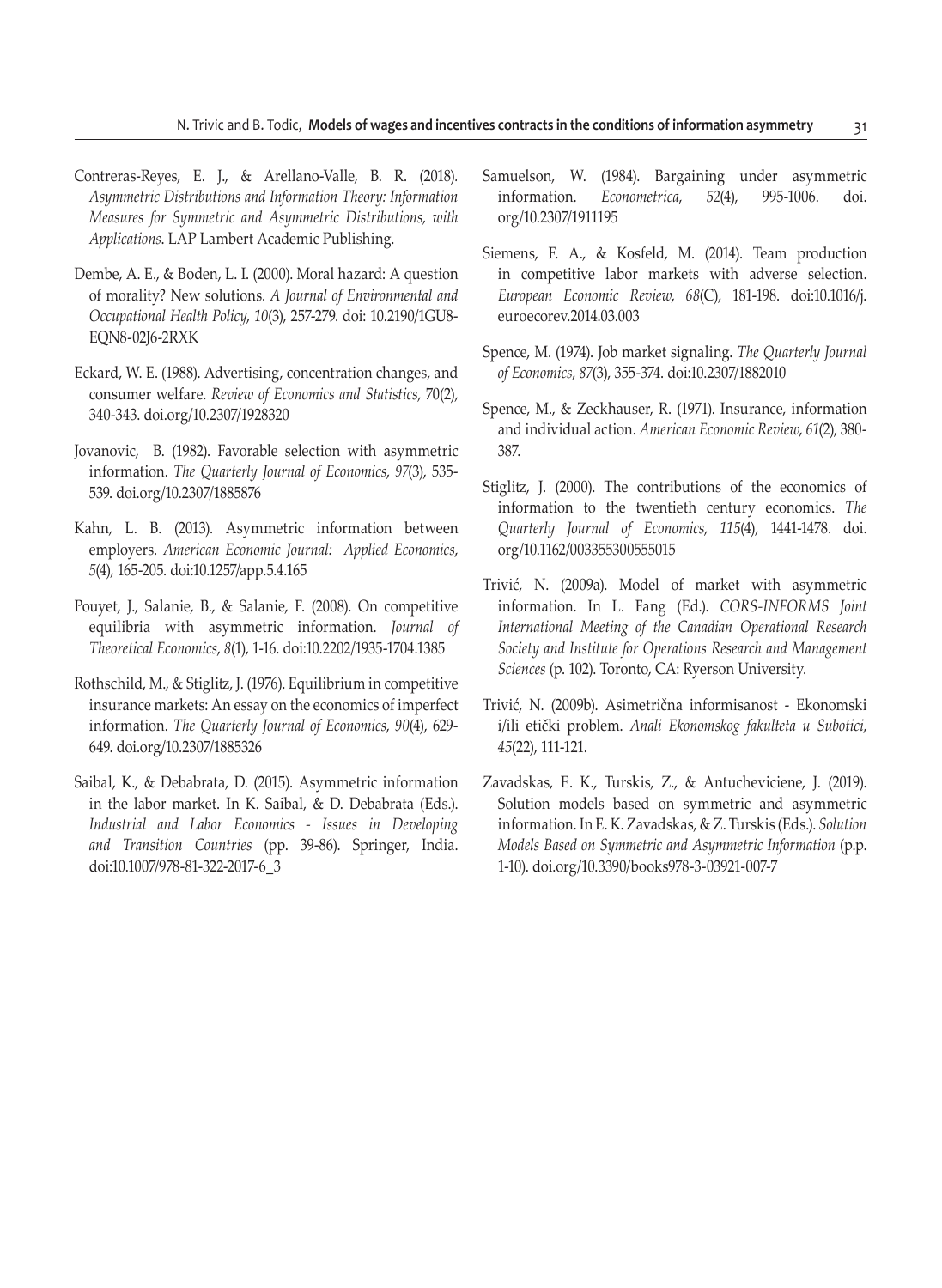Contreras-Reyes, E. J., & Arellano-Valle, B. R. (2018). *Asymmetric Distributions and Information Theory: Information Measures for Symmetric and Asymmetric Distributions, with Applications*. LAP Lambert Academic Publishing.

Dembe, A. E., & Boden, L. I. (2000). Moral hazard: A question of morality? New solutions. *A Journal of Environmental and Occupational Health Policy*, *10*(3), 257-279. doi: 10.2190/1GU8-EQN8-02J6-2RXK

Eckard, W. E. (1988). Advertising, concentration changes, and consumer welfare. *Review of Economics and Statistics*, 70(2), 340-343. doi.org/10.2307/1928320

Jovanovic, B. (1982). Favorable selection with asymmetric information. *The Quarterly Journal of Economics*, *97*(3), 535-539. doi.org/10.2307/1885876

Kahn, L. B. (2013). Asymmetric information between employers. *American Economic Journal: Applied Economics*, *5*(4), 165-205. doi:10.1257/app.5.4.165

Pouyet, J., Salanie, B., & Salanie, F. (2008). On competitive equilibria with asymmetric information. *Journal of Theoretical Economics*, *8*(1), 1-16. doi:10.2202/1935-1704.1385

Rothschild, M., & Stiglitz, J. (1976). Equilibrium in competitive insurance markets: An essay on the economics of imperfect information. *The Quarterly Journal of Economics*, *90*(4), 629-649. doi.org/10.2307/1885326

Saibal, K., & Debabrata, D. (2015). Asymmetric information in the labor market. In K. Saibal, & D. Debabrata (Eds.). *Industrial and Labor Economics - Issues in Developing and Transition Countries* (pp. 39-86). Springer, India. doi:10.1007/978-81-322-2017-6_3

Samuelson, W. (1984). Bargaining under asymmetric information. *Econometrica*, *52*(4), 995-1006. doi.org/10.2307/1911195

Siemens, F. A., & Kosfeld, M. (2014). Team production in competitive labor markets with adverse selection. *European Economic Review*, *68*(C), 181-198. doi:10.1016/j.euroecorev.2014.03.003

Spence, M. (1974). Job market signaling. *The Quarterly Journal of Economics*, *87*(3), 355-374. doi:10.2307/1882010

Spence, M., & Zeckhauser, R. (1971). Insurance, information and individual action. *American Economic Review*, *61*(2), 380-387.

Stiglitz, J. (2000). The contributions of the economics of information to the twentieth century economics. *The Quarterly Journal of Economics*, *115*(4), 1441-1478. doi.org/10.1162/003355300555015

Trivić, N. (2009a). Model of market with asymmetric information. In L. Fang (Ed.). *CORS-INFORMS Joint International Meeting of the Canadian Operational Research Society and Institute for Operations Research and Management Sciences* (p. 102). Toronto, CA: Ryerson University.

Trivić, N. (2009b). Asimetrična informisanost - Ekonomski i/ili etički problem. *Anali Ekonomskog fakulteta u Subotici*, *45*(22), 111-121.

Zavadskas, E. K., Turskis, Z., & Antucheviciene, J. (2019). Solution models based on symmetric and asymmetric information. In E. K. Zavadskas, & Z. Turskis (Eds.). *Solution Models Based on Symmetric and Asymmetric Information* (p.p. 1-10). doi.org/10.3390/books978-3-03921-007-7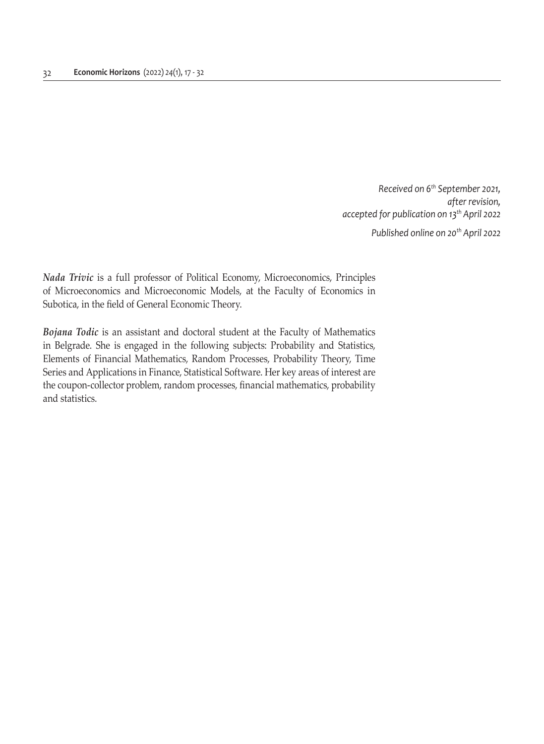*Received on 6th September 2021,*
*after revision,*
*accepted for publication on 13th April 2022*

*Published online on 20th April 2022*

***Nada Trivic*** is a full professor of Political Economy, Microeconomics, Principles of Microeconomics and Microeconomic Models, at the Faculty of Economics in Subotica, in the field of General Economic Theory.

***Bojana Todic*** is an assistant and doctoral student at the Faculty of Mathematics in Belgrade. She is engaged in the following subjects: Probability and Statistics, Elements of Financial Mathematics, Random Processes, Probability Theory, Time Series and Applications in Finance, Statistical Software. Her key areas of interest are the coupon-collector problem, random processes, financial mathematics, probability and statistics.